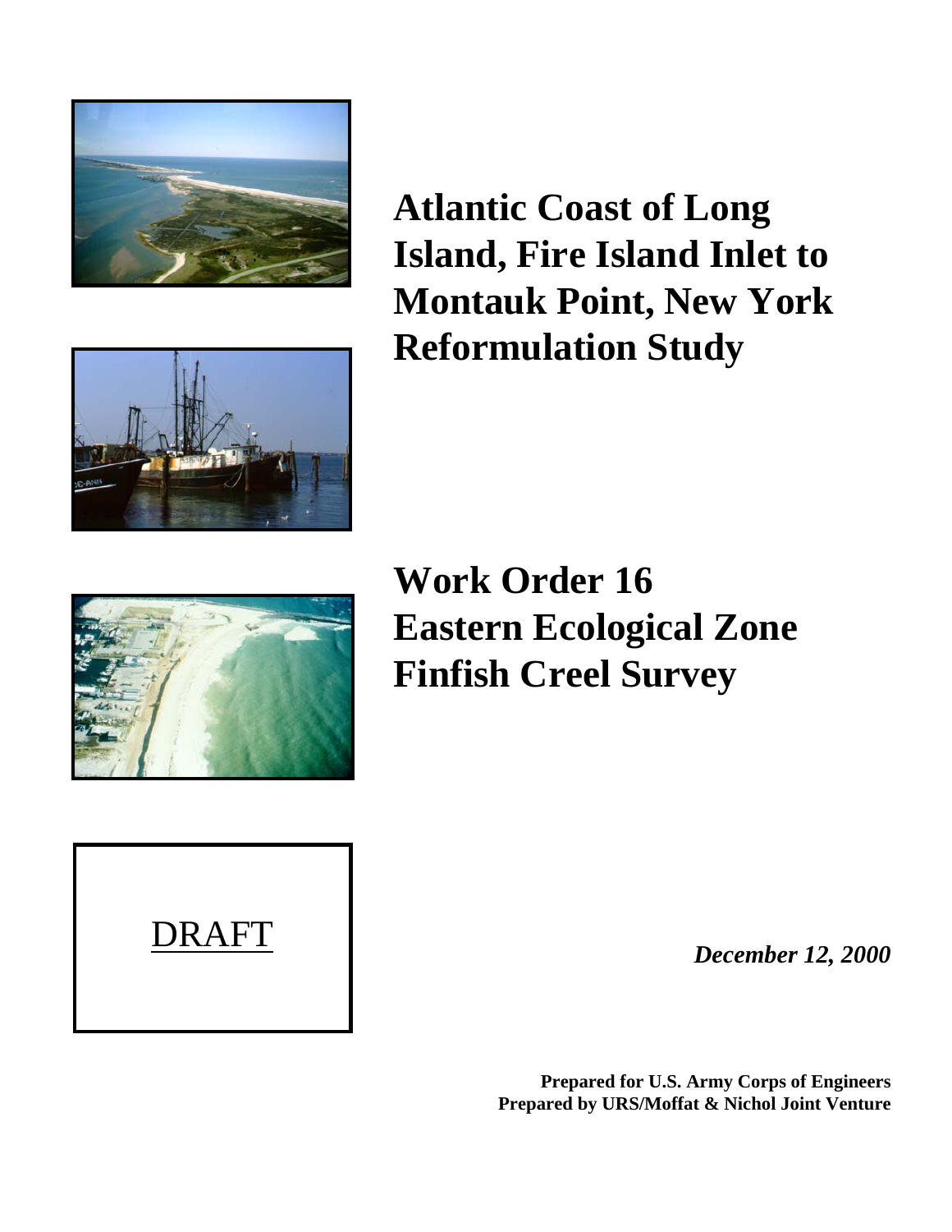# Atlantic Coast of Long Island, Fire Island Inlet to Montauk Point, New York Reformulation Study

# Work Order 16 Eastern Ecological Zone Finfish Creel Survey

DRAFT

*December 12, 2000*

**Prepared for U.S. Army Corps of Engineers**
**Prepared by URS/Moffat & Nichol Joint Venture**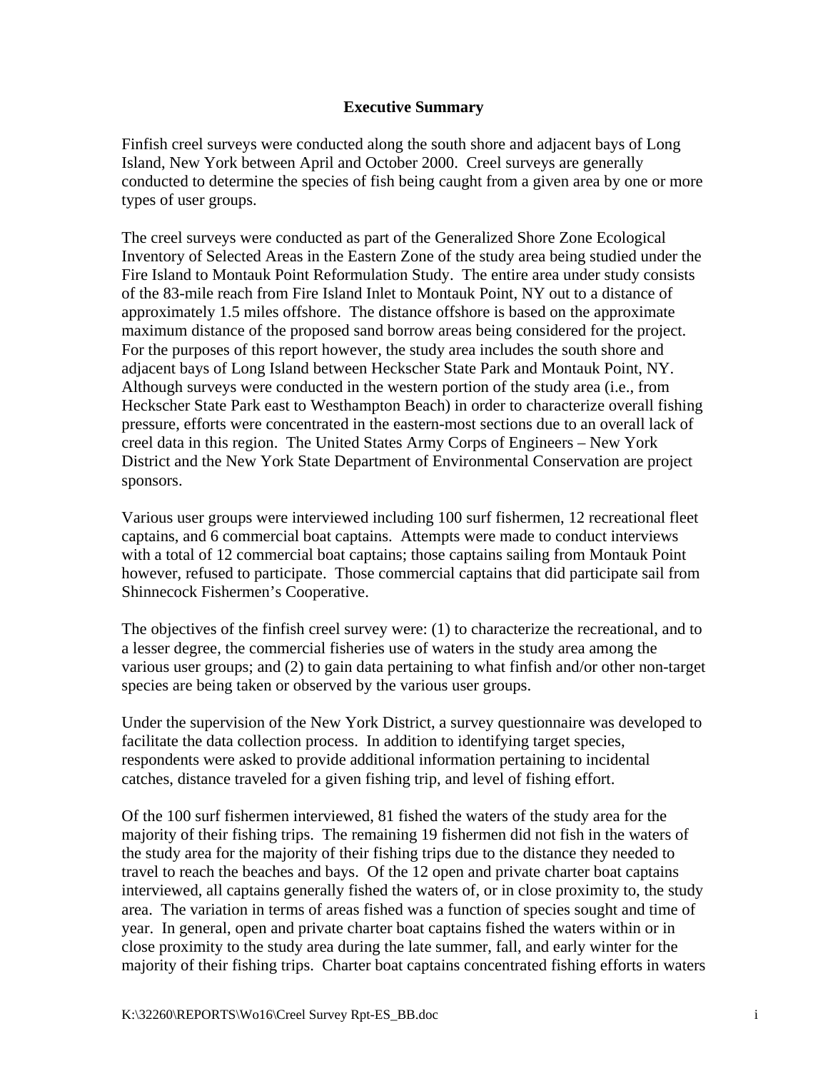## Executive Summary

Finfish creel surveys were conducted along the south shore and adjacent bays of Long Island, New York between April and October 2000. Creel surveys are generally conducted to determine the species of fish being caught from a given area by one or more types of user groups.

The creel surveys were conducted as part of the Generalized Shore Zone Ecological Inventory of Selected Areas in the Eastern Zone of the study area being studied under the Fire Island to Montauk Point Reformulation Study. The entire area under study consists of the 83-mile reach from Fire Island Inlet to Montauk Point, NY out to a distance of approximately 1.5 miles offshore. The distance offshore is based on the approximate maximum distance of the proposed sand borrow areas being considered for the project. For the purposes of this report however, the study area includes the south shore and adjacent bays of Long Island between Heckscher State Park and Montauk Point, NY. Although surveys were conducted in the western portion of the study area (i.e., from Heckscher State Park east to Westhampton Beach) in order to characterize overall fishing pressure, efforts were concentrated in the eastern-most sections due to an overall lack of creel data in this region. The United States Army Corps of Engineers – New York District and the New York State Department of Environmental Conservation are project sponsors.

Various user groups were interviewed including 100 surf fishermen, 12 recreational fleet captains, and 6 commercial boat captains. Attempts were made to conduct interviews with a total of 12 commercial boat captains; those captains sailing from Montauk Point however, refused to participate. Those commercial captains that did participate sail from Shinnecock Fishermen's Cooperative.

The objectives of the finfish creel survey were: (1) to characterize the recreational, and to a lesser degree, the commercial fisheries use of waters in the study area among the various user groups; and (2) to gain data pertaining to what finfish and/or other non-target species are being taken or observed by the various user groups.

Under the supervision of the New York District, a survey questionnaire was developed to facilitate the data collection process. In addition to identifying target species, respondents were asked to provide additional information pertaining to incidental catches, distance traveled for a given fishing trip, and level of fishing effort.

Of the 100 surf fishermen interviewed, 81 fished the waters of the study area for the majority of their fishing trips. The remaining 19 fishermen did not fish in the waters of the study area for the majority of their fishing trips due to the distance they needed to travel to reach the beaches and bays. Of the 12 open and private charter boat captains interviewed, all captains generally fished the waters of, or in close proximity to, the study area. The variation in terms of areas fished was a function of species sought and time of year. In general, open and private charter boat captains fished the waters within or in close proximity to the study area during the late summer, fall, and early winter for the majority of their fishing trips. Charter boat captains concentrated fishing efforts in waters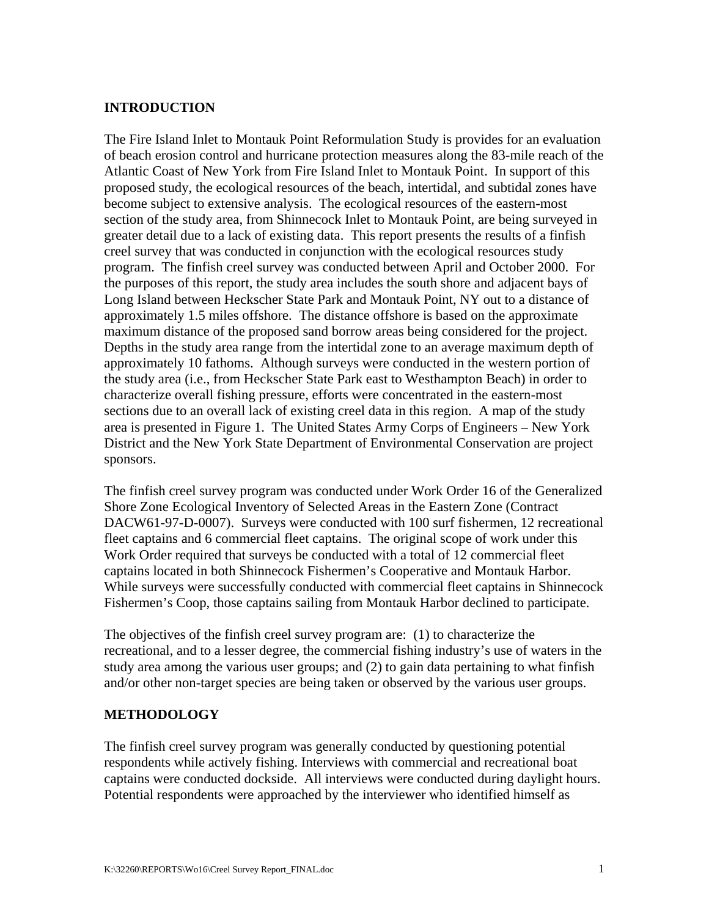## INTRODUCTION

The Fire Island Inlet to Montauk Point Reformulation Study is provides for an evaluation of beach erosion control and hurricane protection measures along the 83-mile reach of the Atlantic Coast of New York from Fire Island Inlet to Montauk Point. In support of this proposed study, the ecological resources of the beach, intertidal, and subtidal zones have become subject to extensive analysis. The ecological resources of the eastern-most section of the study area, from Shinnecock Inlet to Montauk Point, are being surveyed in greater detail due to a lack of existing data. This report presents the results of a finfish creel survey that was conducted in conjunction with the ecological resources study program. The finfish creel survey was conducted between April and October 2000. For the purposes of this report, the study area includes the south shore and adjacent bays of Long Island between Heckscher State Park and Montauk Point, NY out to a distance of approximately 1.5 miles offshore. The distance offshore is based on the approximate maximum distance of the proposed sand borrow areas being considered for the project. Depths in the study area range from the intertidal zone to an average maximum depth of approximately 10 fathoms. Although surveys were conducted in the western portion of the study area (i.e., from Heckscher State Park east to Westhampton Beach) in order to characterize overall fishing pressure, efforts were concentrated in the eastern-most sections due to an overall lack of existing creel data in this region. A map of the study area is presented in Figure 1. The United States Army Corps of Engineers – New York District and the New York State Department of Environmental Conservation are project sponsors.

The finfish creel survey program was conducted under Work Order 16 of the Generalized Shore Zone Ecological Inventory of Selected Areas in the Eastern Zone (Contract DACW61-97-D-0007). Surveys were conducted with 100 surf fishermen, 12 recreational fleet captains and 6 commercial fleet captains. The original scope of work under this Work Order required that surveys be conducted with a total of 12 commercial fleet captains located in both Shinnecock Fishermen's Cooperative and Montauk Harbor. While surveys were successfully conducted with commercial fleet captains in Shinnecock Fishermen's Coop, those captains sailing from Montauk Harbor declined to participate.

The objectives of the finfish creel survey program are: (1) to characterize the recreational, and to a lesser degree, the commercial fishing industry's use of waters in the study area among the various user groups; and (2) to gain data pertaining to what finfish and/or other non-target species are being taken or observed by the various user groups.

## METHODOLOGY

The finfish creel survey program was generally conducted by questioning potential respondents while actively fishing. Interviews with commercial and recreational boat captains were conducted dockside. All interviews were conducted during daylight hours. Potential respondents were approached by the interviewer who identified himself as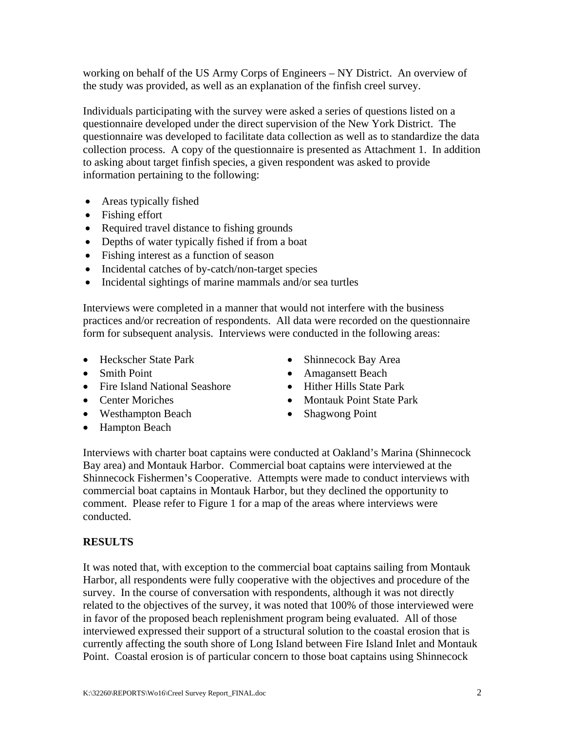working on behalf of the US Army Corps of Engineers – NY District. An overview of the study was provided, as well as an explanation of the finfish creel survey.

Individuals participating with the survey were asked a series of questions listed on a questionnaire developed under the direct supervision of the New York District. The questionnaire was developed to facilitate data collection as well as to standardize the data collection process. A copy of the questionnaire is presented as Attachment 1. In addition to asking about target finfish species, a given respondent was asked to provide information pertaining to the following:

- Areas typically fished
- Fishing effort
- Required travel distance to fishing grounds
- Depths of water typically fished if from a boat
- Fishing interest as a function of season
- Incidental catches of by-catch/non-target species
- Incidental sightings of marine mammals and/or sea turtles

Interviews were completed in a manner that would not interfere with the business practices and/or recreation of respondents. All data were recorded on the questionnaire form for subsequent analysis. Interviews were conducted in the following areas:

- Heckscher State Park
- Smith Point
- Fire Island National Seashore
- Center Moriches
- Westhampton Beach
- Hampton Beach
- Shinnecock Bay Area
- Amagansett Beach
- Hither Hills State Park
- Montauk Point State Park
- Shagwong Point

Interviews with charter boat captains were conducted at Oakland's Marina (Shinnecock Bay area) and Montauk Harbor. Commercial boat captains were interviewed at the Shinnecock Fishermen's Cooperative. Attempts were made to conduct interviews with commercial boat captains in Montauk Harbor, but they declined the opportunity to comment. Please refer to Figure 1 for a map of the areas where interviews were conducted.

## RESULTS

It was noted that, with exception to the commercial boat captains sailing from Montauk Harbor, all respondents were fully cooperative with the objectives and procedure of the survey. In the course of conversation with respondents, although it was not directly related to the objectives of the survey, it was noted that 100% of those interviewed were in favor of the proposed beach replenishment program being evaluated. All of those interviewed expressed their support of a structural solution to the coastal erosion that is currently affecting the south shore of Long Island between Fire Island Inlet and Montauk Point. Coastal erosion is of particular concern to those boat captains using Shinnecock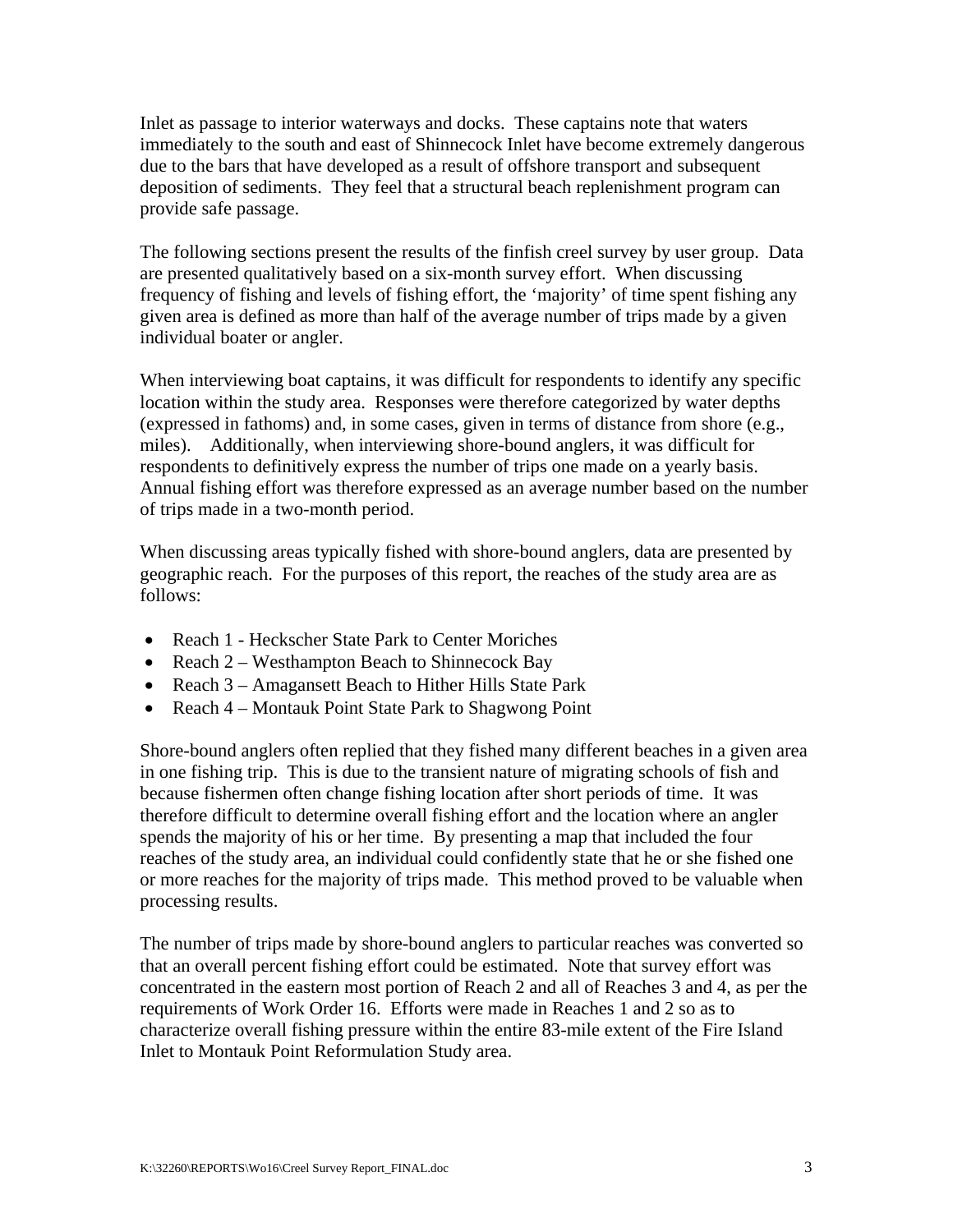Inlet as passage to interior waterways and docks. These captains note that waters immediately to the south and east of Shinnecock Inlet have become extremely dangerous due to the bars that have developed as a result of offshore transport and subsequent deposition of sediments. They feel that a structural beach replenishment program can provide safe passage.

The following sections present the results of the finfish creel survey by user group. Data are presented qualitatively based on a six-month survey effort. When discussing frequency of fishing and levels of fishing effort, the 'majority' of time spent fishing any given area is defined as more than half of the average number of trips made by a given individual boater or angler.

When interviewing boat captains, it was difficult for respondents to identify any specific location within the study area. Responses were therefore categorized by water depths (expressed in fathoms) and, in some cases, given in terms of distance from shore (e.g., miles). Additionally, when interviewing shore-bound anglers, it was difficult for respondents to definitively express the number of trips one made on a yearly basis. Annual fishing effort was therefore expressed as an average number based on the number of trips made in a two-month period.

When discussing areas typically fished with shore-bound anglers, data are presented by geographic reach. For the purposes of this report, the reaches of the study area are as follows:

- Reach 1 - Heckscher State Park to Center Moriches
- Reach 2 – Westhampton Beach to Shinnecock Bay
- Reach 3 – Amagansett Beach to Hither Hills State Park
- Reach 4 – Montauk Point State Park to Shagwong Point

Shore-bound anglers often replied that they fished many different beaches in a given area in one fishing trip. This is due to the transient nature of migrating schools of fish and because fishermen often change fishing location after short periods of time. It was therefore difficult to determine overall fishing effort and the location where an angler spends the majority of his or her time. By presenting a map that included the four reaches of the study area, an individual could confidently state that he or she fished one or more reaches for the majority of trips made. This method proved to be valuable when processing results.

The number of trips made by shore-bound anglers to particular reaches was converted so that an overall percent fishing effort could be estimated. Note that survey effort was concentrated in the eastern most portion of Reach 2 and all of Reaches 3 and 4, as per the requirements of Work Order 16. Efforts were made in Reaches 1 and 2 so as to characterize overall fishing pressure within the entire 83-mile extent of the Fire Island Inlet to Montauk Point Reformulation Study area.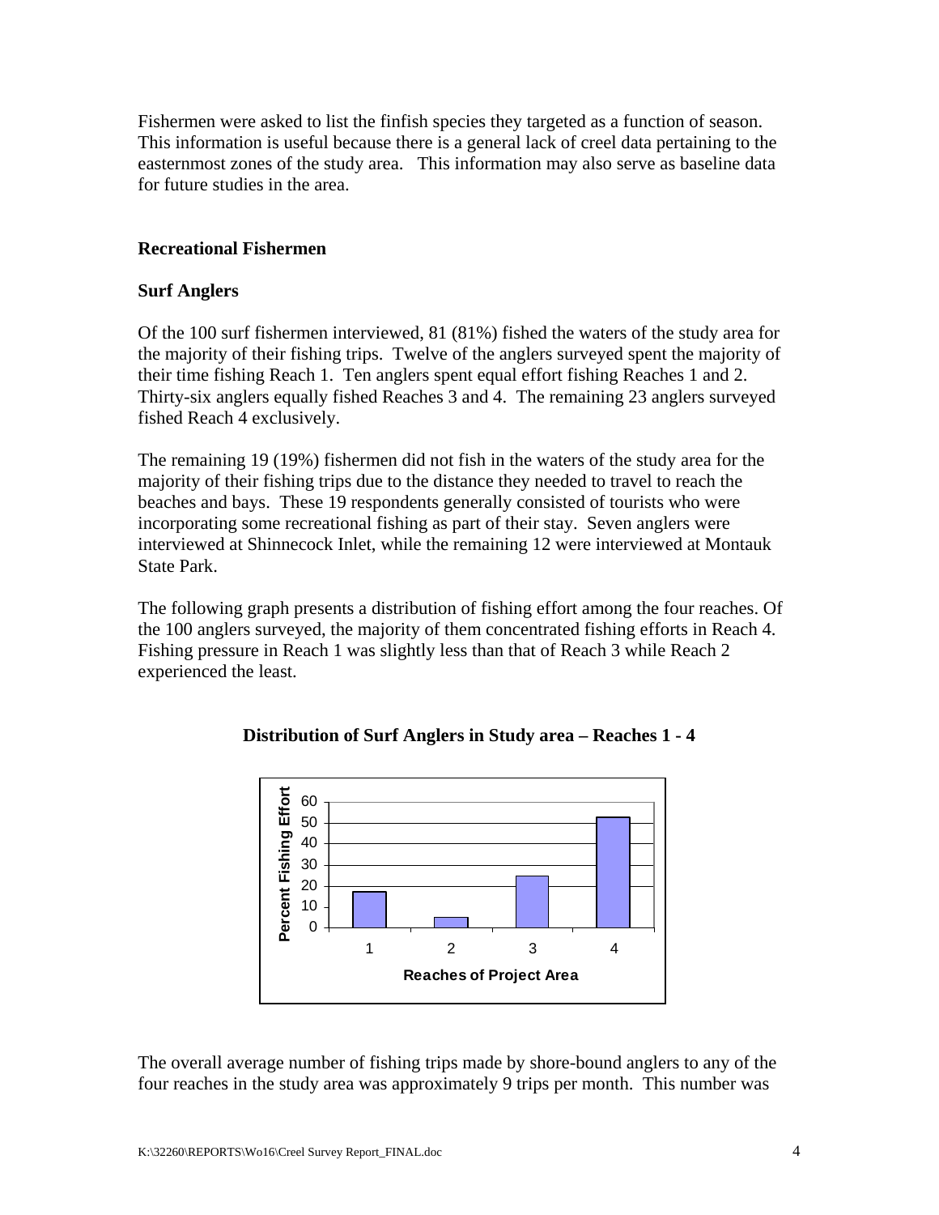Fishermen were asked to list the finfish species they targeted as a function of season. This information is useful because there is a general lack of creel data pertaining to the easternmost zones of the study area. This information may also serve as baseline data for future studies in the area.

## Recreational Fishermen

### Surf Anglers

Of the 100 surf fishermen interviewed, 81 (81%) fished the waters of the study area for the majority of their fishing trips. Twelve of the anglers surveyed spent the majority of their time fishing Reach 1. Ten anglers spent equal effort fishing Reaches 1 and 2. Thirty-six anglers equally fished Reaches 3 and 4. The remaining 23 anglers surveyed fished Reach 4 exclusively.

The remaining 19 (19%) fishermen did not fish in the waters of the study area for the majority of their fishing trips due to the distance they needed to travel to reach the beaches and bays. These 19 respondents generally consisted of tourists who were incorporating some recreational fishing as part of their stay. Seven anglers were interviewed at Shinnecock Inlet, while the remaining 12 were interviewed at Montauk State Park.

The following graph presents a distribution of fishing effort among the four reaches. Of the 100 anglers surveyed, the majority of them concentrated fishing efforts in Reach 4. Fishing pressure in Reach 1 was slightly less than that of Reach 3 while Reach 2 experienced the least.

**Distribution of Surf Anglers in Study area – Reaches 1 - 4**

| Reaches of Project Area | Percent Fishing Effort |
|---|---|
| 1 | ~17 |
| 2 | ~5 |
| 3 | ~25 |
| 4 | ~53 |

The overall average number of fishing trips made by shore-bound anglers to any of the four reaches in the study area was approximately 9 trips per month. This number was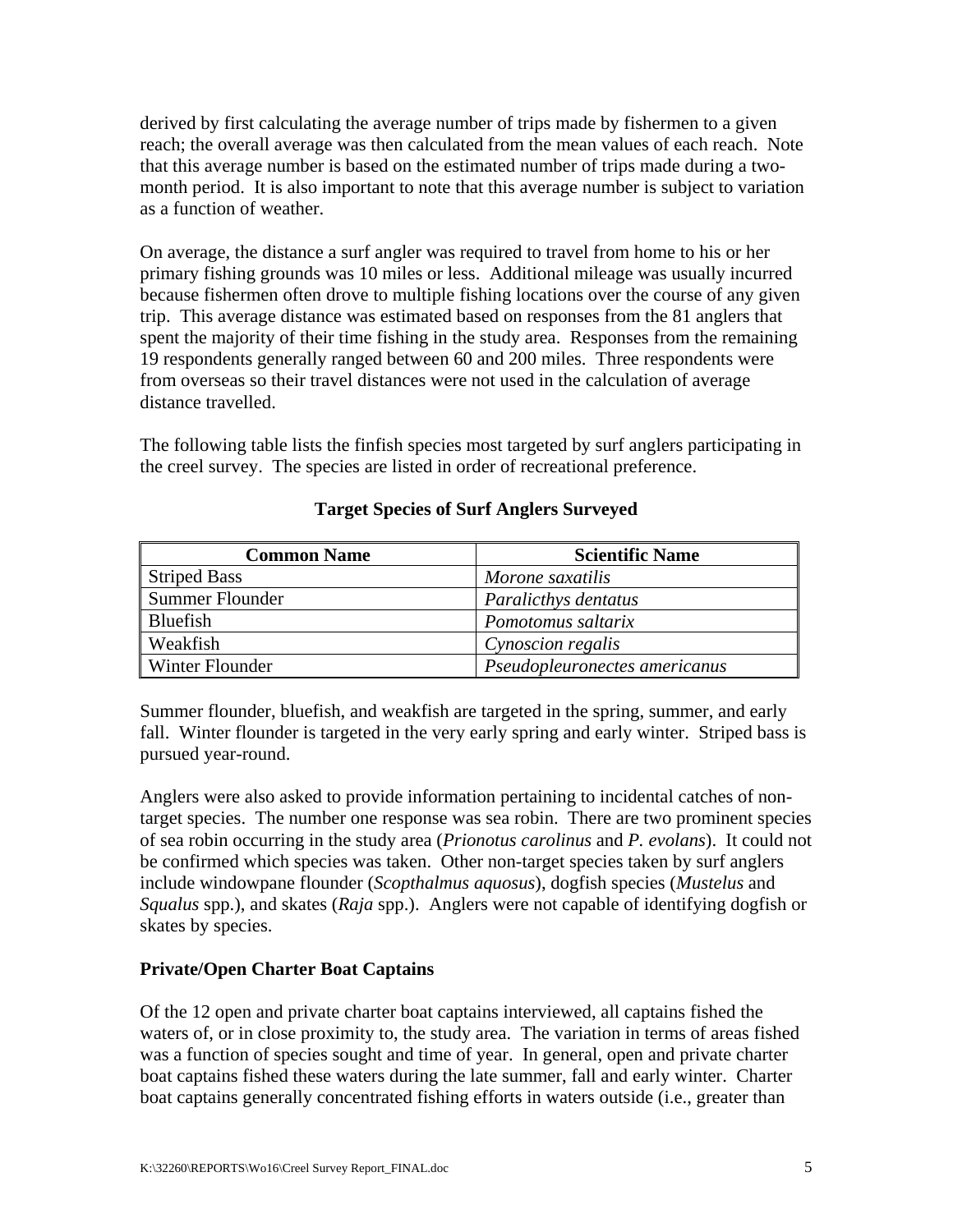derived by first calculating the average number of trips made by fishermen to a given reach; the overall average was then calculated from the mean values of each reach. Note that this average number is based on the estimated number of trips made during a two-month period. It is also important to note that this average number is subject to variation as a function of weather.

On average, the distance a surf angler was required to travel from home to his or her primary fishing grounds was 10 miles or less. Additional mileage was usually incurred because fishermen often drove to multiple fishing locations over the course of any given trip. This average distance was estimated based on responses from the 81 anglers that spent the majority of their time fishing in the study area. Responses from the remaining 19 respondents generally ranged between 60 and 200 miles. Three respondents were from overseas so their travel distances were not used in the calculation of average distance travelled.

The following table lists the finfish species most targeted by surf anglers participating in the creel survey. The species are listed in order of recreational preference.

**Target Species of Surf Anglers Surveyed**

| Common Name | Scientific Name |
|---|---|
| Striped Bass | *Morone saxatilis* |
| Summer Flounder | *Paralicthys dentatus* |
| Bluefish | *Pomotomus saltarix* |
| Weakfish | *Cynoscion regalis* |
| Winter Flounder | *Pseudopleuronectes americanus* |

Summer flounder, bluefish, and weakfish are targeted in the spring, summer, and early fall. Winter flounder is targeted in the very early spring and early winter. Striped bass is pursued year-round.

Anglers were also asked to provide information pertaining to incidental catches of non-target species. The number one response was sea robin. There are two prominent species of sea robin occurring in the study area (*Prionotus carolinus* and *P. evolans*). It could not be confirmed which species was taken. Other non-target species taken by surf anglers include windowpane flounder (*Scopthalmus aquosus*), dogfish species (*Mustelus* and *Squalus* spp.), and skates (*Raja* spp.). Anglers were not capable of identifying dogfish or skates by species.

**Private/Open Charter Boat Captains**

Of the 12 open and private charter boat captains interviewed, all captains fished the waters of, or in close proximity to, the study area. The variation in terms of areas fished was a function of species sought and time of year. In general, open and private charter boat captains fished these waters during the late summer, fall and early winter. Charter boat captains generally concentrated fishing efforts in waters outside (i.e., greater than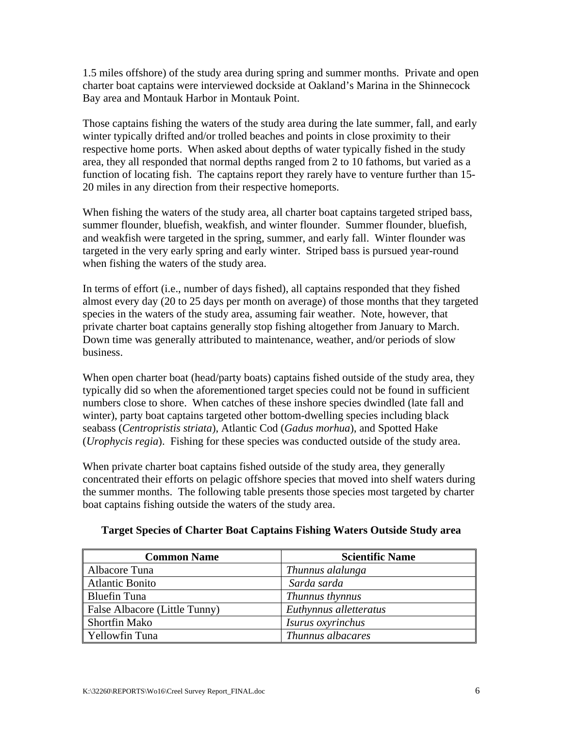1.5 miles offshore) of the study area during spring and summer months. Private and open charter boat captains were interviewed dockside at Oakland's Marina in the Shinnecock Bay area and Montauk Harbor in Montauk Point.

Those captains fishing the waters of the study area during the late summer, fall, and early winter typically drifted and/or trolled beaches and points in close proximity to their respective home ports. When asked about depths of water typically fished in the study area, they all responded that normal depths ranged from 2 to 10 fathoms, but varied as a function of locating fish. The captains report they rarely have to venture further than 15-20 miles in any direction from their respective homeports.

When fishing the waters of the study area, all charter boat captains targeted striped bass, summer flounder, bluefish, weakfish, and winter flounder. Summer flounder, bluefish, and weakfish were targeted in the spring, summer, and early fall. Winter flounder was targeted in the very early spring and early winter. Striped bass is pursued year-round when fishing the waters of the study area.

In terms of effort (i.e., number of days fished), all captains responded that they fished almost every day (20 to 25 days per month on average) of those months that they targeted species in the waters of the study area, assuming fair weather. Note, however, that private charter boat captains generally stop fishing altogether from January to March. Down time was generally attributed to maintenance, weather, and/or periods of slow business.

When open charter boat (head/party boats) captains fished outside of the study area, they typically did so when the aforementioned target species could not be found in sufficient numbers close to shore. When catches of these inshore species dwindled (late fall and winter), party boat captains targeted other bottom-dwelling species including black seabass (*Centropristis striata*), Atlantic Cod (*Gadus morhua*), and Spotted Hake (*Urophycis regia*). Fishing for these species was conducted outside of the study area.

When private charter boat captains fished outside of the study area, they generally concentrated their efforts on pelagic offshore species that moved into shelf waters during the summer months. The following table presents those species most targeted by charter boat captains fishing outside the waters of the study area.

**Target Species of Charter Boat Captains Fishing Waters Outside Study area**

| Common Name | Scientific Name |
|---|---|
| Albacore Tuna | *Thunnus alalunga* |
| Atlantic Bonito | *Sarda sarda* |
| Bluefin Tuna | *Thunnus thynnus* |
| False Albacore (Little Tunny) | *Euthynnus alletteratus* |
| Shortfin Mako | *Isurus oxyrinchus* |
| Yellowfin Tuna | *Thunnus albacares* |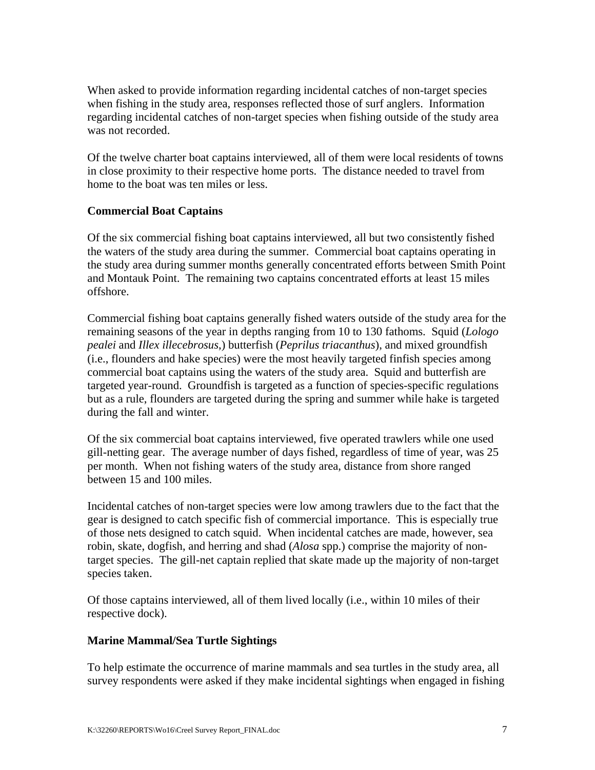When asked to provide information regarding incidental catches of non-target species when fishing in the study area, responses reflected those of surf anglers. Information regarding incidental catches of non-target species when fishing outside of the study area was not recorded.

Of the twelve charter boat captains interviewed, all of them were local residents of towns in close proximity to their respective home ports. The distance needed to travel from home to the boat was ten miles or less.

**Commercial Boat Captains**

Of the six commercial fishing boat captains interviewed, all but two consistently fished the waters of the study area during the summer. Commercial boat captains operating in the study area during summer months generally concentrated efforts between Smith Point and Montauk Point. The remaining two captains concentrated efforts at least 15 miles offshore.

Commercial fishing boat captains generally fished waters outside of the study area for the remaining seasons of the year in depths ranging from 10 to 130 fathoms. Squid (*Lologo pealei* and *Illex illecebrosus*,) butterfish (*Peprilus triacanthus*), and mixed groundfish (i.e., flounders and hake species) were the most heavily targeted finfish species among commercial boat captains using the waters of the study area. Squid and butterfish are targeted year-round. Groundfish is targeted as a function of species-specific regulations but as a rule, flounders are targeted during the spring and summer while hake is targeted during the fall and winter.

Of the six commercial boat captains interviewed, five operated trawlers while one used gill-netting gear. The average number of days fished, regardless of time of year, was 25 per month. When not fishing waters of the study area, distance from shore ranged between 15 and 100 miles.

Incidental catches of non-target species were low among trawlers due to the fact that the gear is designed to catch specific fish of commercial importance. This is especially true of those nets designed to catch squid. When incidental catches are made, however, sea robin, skate, dogfish, and herring and shad (*Alosa* spp.) comprise the majority of non-target species. The gill-net captain replied that skate made up the majority of non-target species taken.

Of those captains interviewed, all of them lived locally (i.e., within 10 miles of their respective dock).

**Marine Mammal/Sea Turtle Sightings**

To help estimate the occurrence of marine mammals and sea turtles in the study area, all survey respondents were asked if they make incidental sightings when engaged in fishing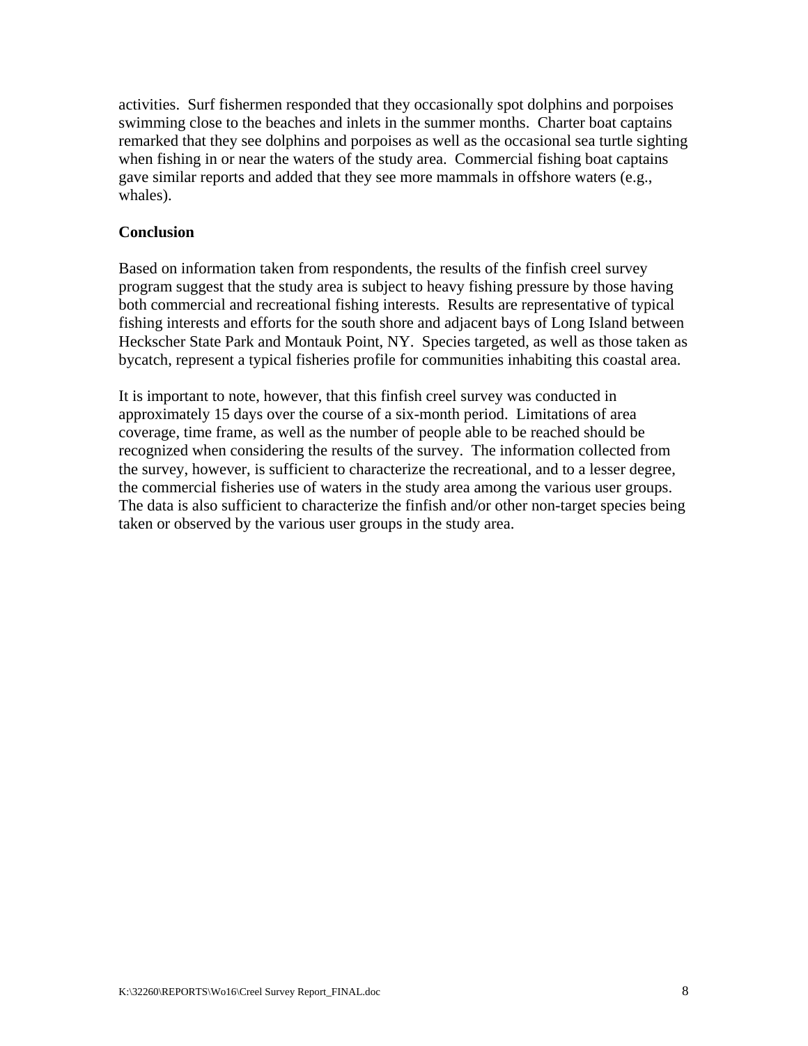activities. Surf fishermen responded that they occasionally spot dolphins and porpoises swimming close to the beaches and inlets in the summer months. Charter boat captains remarked that they see dolphins and porpoises as well as the occasional sea turtle sighting when fishing in or near the waters of the study area. Commercial fishing boat captains gave similar reports and added that they see more mammals in offshore waters (e.g., whales).

**Conclusion**

Based on information taken from respondents, the results of the finfish creel survey program suggest that the study area is subject to heavy fishing pressure by those having both commercial and recreational fishing interests. Results are representative of typical fishing interests and efforts for the south shore and adjacent bays of Long Island between Heckscher State Park and Montauk Point, NY. Species targeted, as well as those taken as bycatch, represent a typical fisheries profile for communities inhabiting this coastal area.

It is important to note, however, that this finfish creel survey was conducted in approximately 15 days over the course of a six-month period. Limitations of area coverage, time frame, as well as the number of people able to be reached should be recognized when considering the results of the survey. The information collected from the survey, however, is sufficient to characterize the recreational, and to a lesser degree, the commercial fisheries use of waters in the study area among the various user groups. The data is also sufficient to characterize the finfish and/or other non-target species being taken or observed by the various user groups in the study area.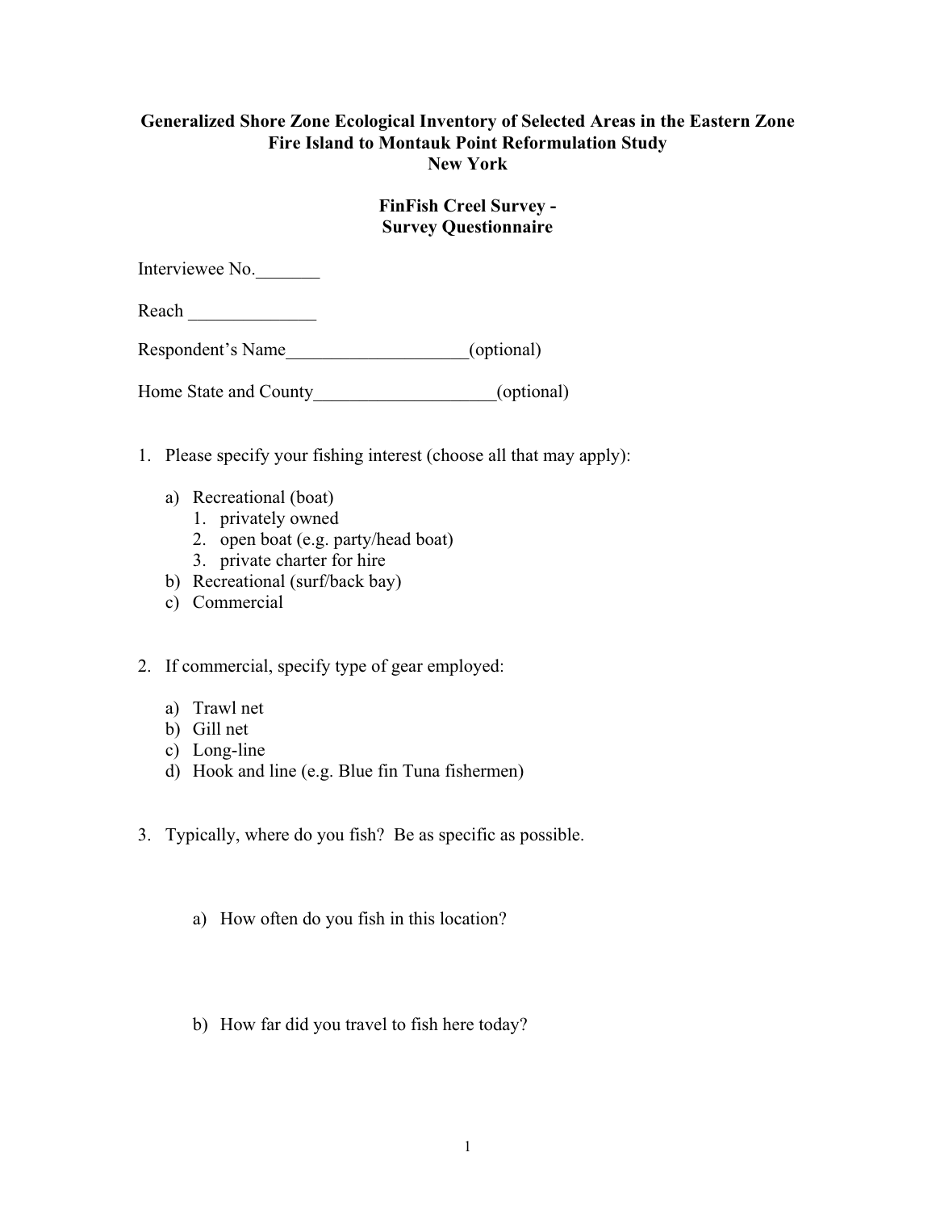**Generalized Shore Zone Ecological Inventory of Selected Areas in the Eastern Zone**
**Fire Island to Montauk Point Reformulation Study**
**New York**

**FinFish Creel Survey -**
**Survey Questionnaire**

Interviewee No.\_\_\_\_\_\_\_

Reach \_\_\_\_\_\_\_\_\_\_\_\_\_\_

Respondent's Name\_\_\_\_\_\_\_\_\_\_\_\_\_\_\_\_\_\_\_\_(optional)

Home State and County\_\_\_\_\_\_\_\_\_\_\_\_\_\_\_\_\_\_\_\_(optional)

1. Please specify your fishing interest (choose all that may apply):

   a) Recreational (boat)
      1. privately owned
      2. open boat (e.g. party/head boat)
      3. private charter for hire
   
   b) Recreational (surf/back bay)
   
   c) Commercial

2. If commercial, specify type of gear employed:

   a) Trawl net
   
   b) Gill net
   
   c) Long-line
   
   d) Hook and line (e.g. Blue fin Tuna fishermen)

3. Typically, where do you fish? Be as specific as possible.

   a) How often do you fish in this location?

   b) How far did you travel to fish here today?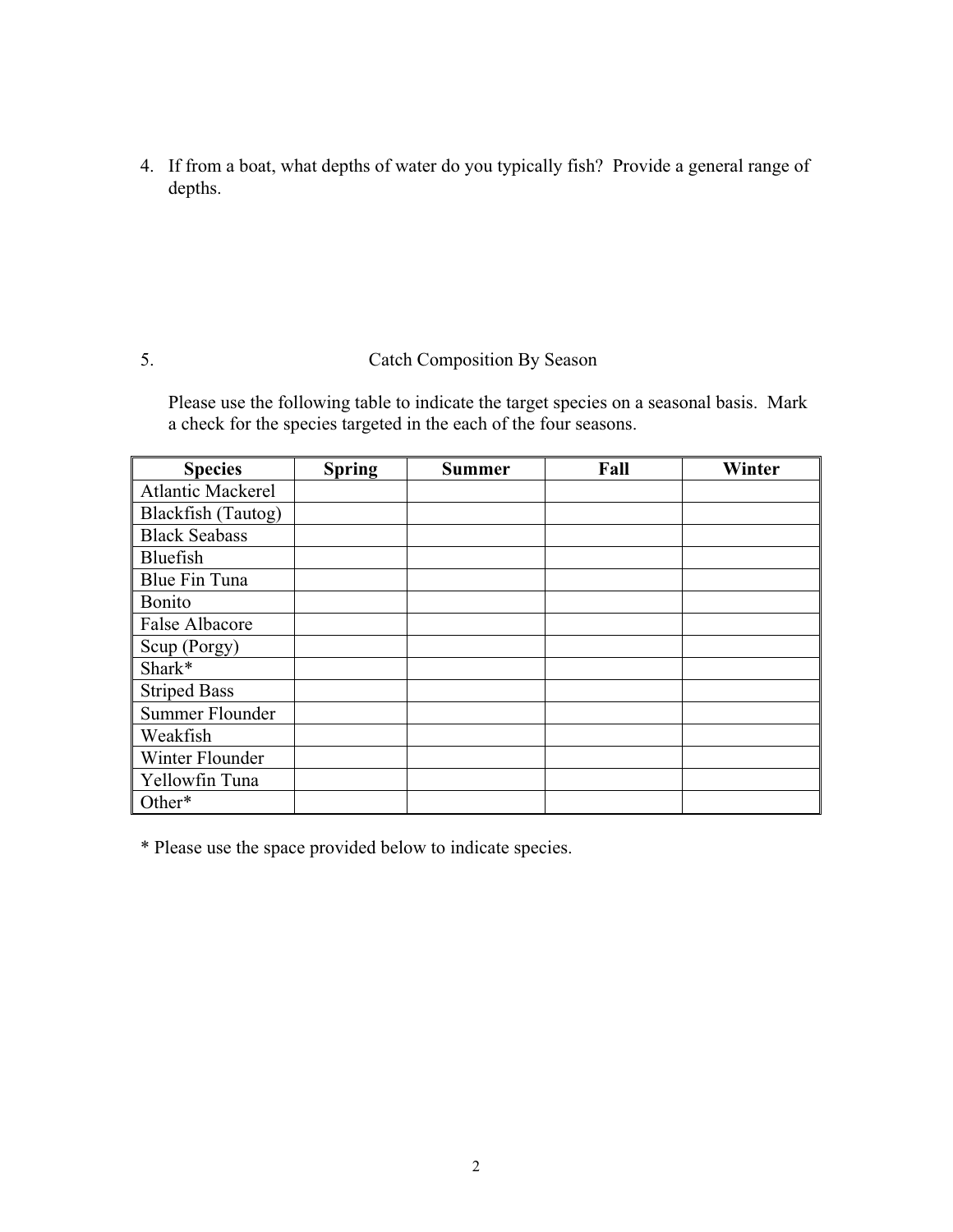4. If from a boat, what depths of water do you typically fish? Provide a general range of depths.

5. Catch Composition By Season

   Please use the following table to indicate the target species on a seasonal basis. Mark a check for the species targeted in the each of the four seasons.

| Species | Spring | Summer | Fall | Winter |
| --- | --- | --- | --- | --- |
| Atlantic Mackerel | | | | |
| Blackfish (Tautog) | | | | |
| Black Seabass | | | | |
| Bluefish | | | | |
| Blue Fin Tuna | | | | |
| Bonito | | | | |
| False Albacore | | | | |
| Scup (Porgy) | | | | |
| Shark* | | | | |
| Striped Bass | | | | |
| Summer Flounder | | | | |
| Weakfish | | | | |
| Winter Flounder | | | | |
| Yellowfin Tuna | | | | |
| Other* | | | | |

* Please use the space provided below to indicate species.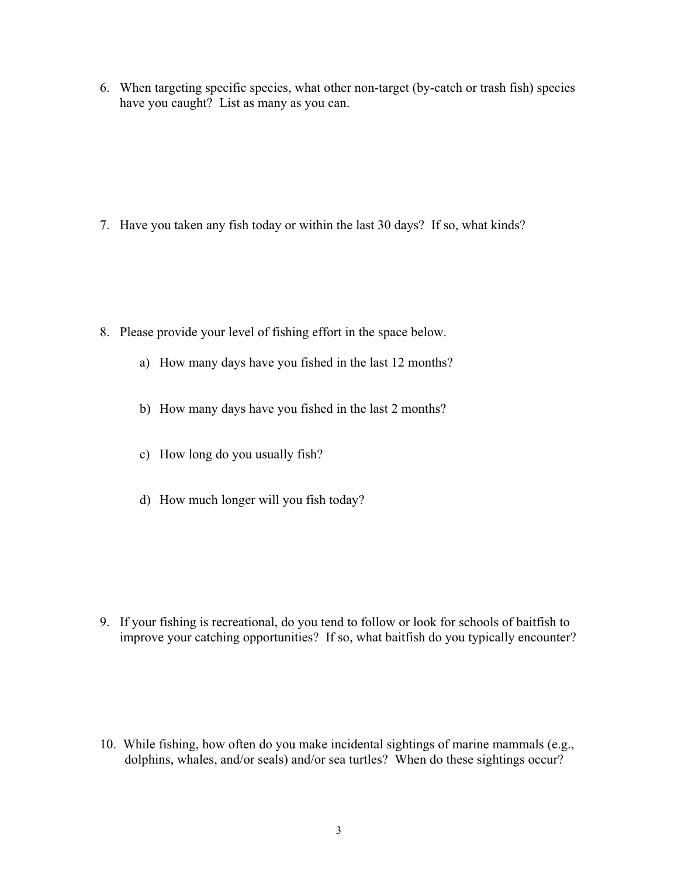6. When targeting specific species, what other non-target (by-catch or trash fish) species have you caught? List as many as you can.

7. Have you taken any fish today or within the last 30 days? If so, what kinds?

8. Please provide your level of fishing effort in the space below.

   a) How many days have you fished in the last 12 months?

   b) How many days have you fished in the last 2 months?

   c) How long do you usually fish?

   d) How much longer will you fish today?

9. If your fishing is recreational, do you tend to follow or look for schools of baitfish to improve your catching opportunities? If so, what baitfish do you typically encounter?

10. While fishing, how often do you make incidental sightings of marine mammals (e.g., dolphins, whales, and/or seals) and/or sea turtles? When do these sightings occur?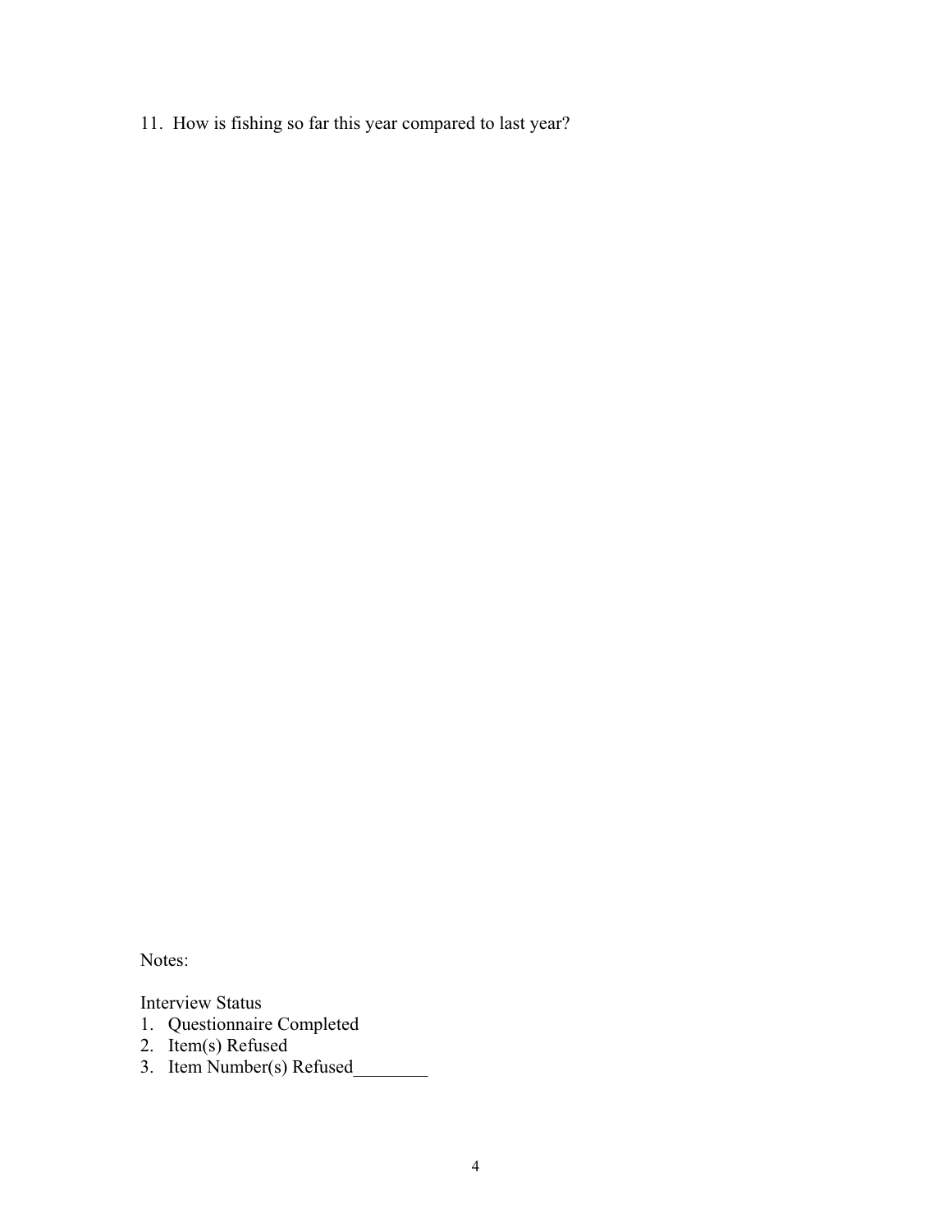11. How is fishing so far this year compared to last year?

Notes:

Interview Status

1. Questionnaire Completed
2. Item(s) Refused
3. Item Number(s) Refused________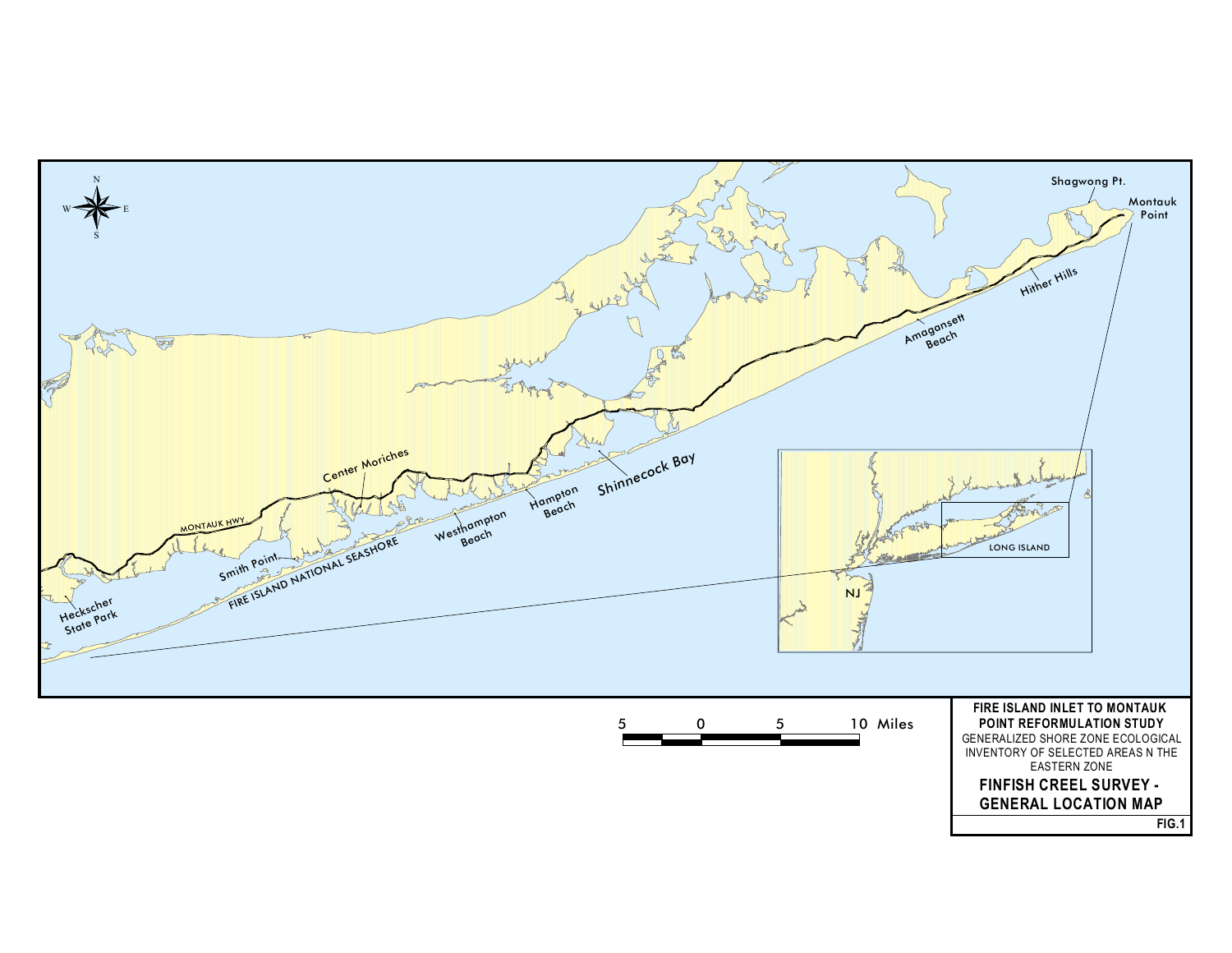N

W E

S

Shagwong Pt.

Montauk Point

Hither Hills

Amagansett Beach

Shinnecock Bay

Hampton Beach

Westhampton Beach

Center Moriches

MONTAUK HWY.

Smith Point

FIRE ISLAND NATIONAL SEASHORE

Heckscher State Park

NJ

LONG ISLAND

5 0 5 10 Miles

**FIRE ISLAND INLET TO MONTAUK POINT REFORMULATION STUDY**

GENERALIZED SHORE ZONE ECOLOGICAL INVENTORY OF SELECTED AREAS N THE EASTERN ZONE

**FINFISH CREEL SURVEY - GENERAL LOCATION MAP**

**FIG.1**